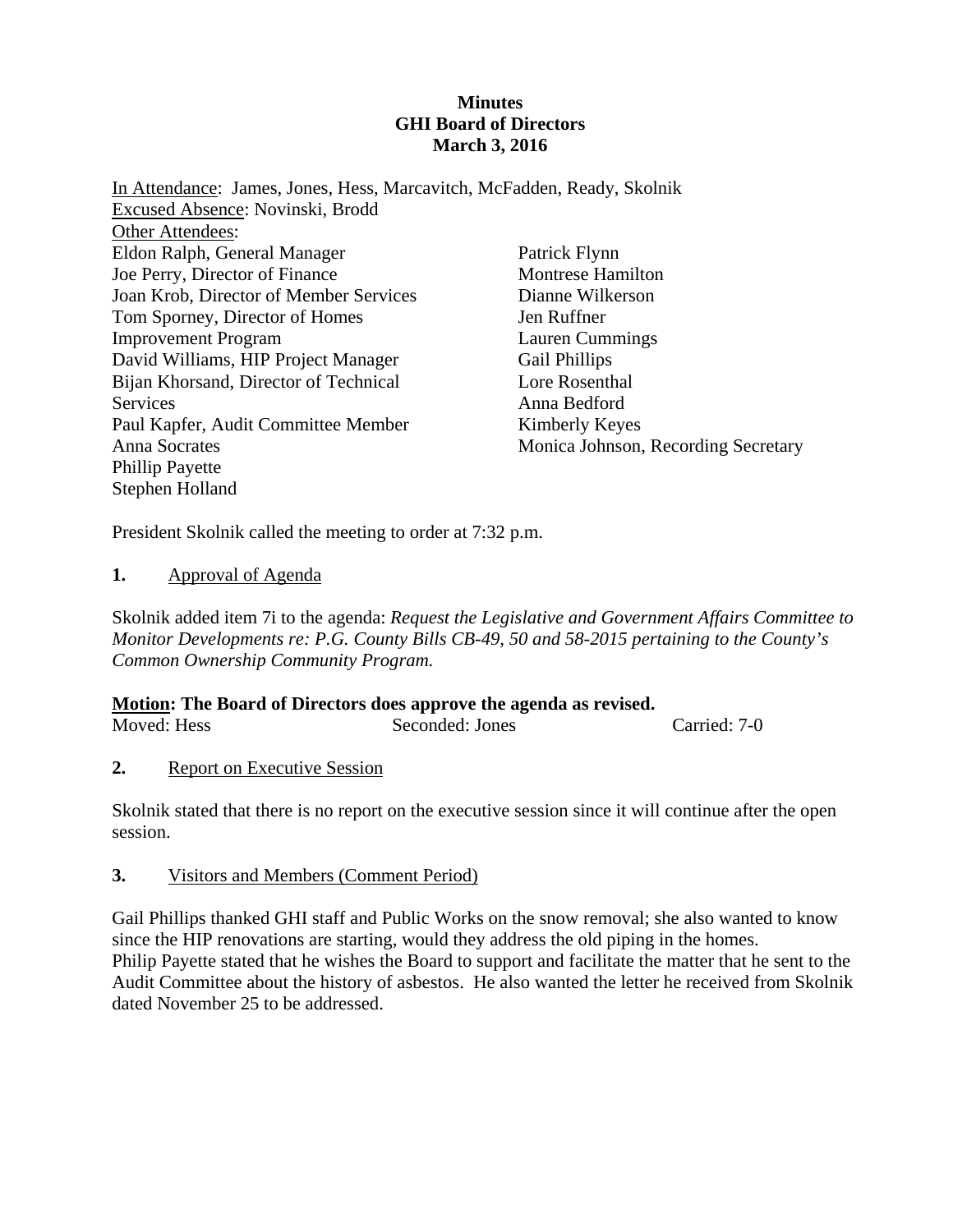**Minutes**
**GHI Board of Directors**
**March 3, 2016**

In Attendance: James, Jones, Hess, Marcavitch, McFadden, Ready, Skolnik
Excused Absence: Novinski, Brodd
Other Attendees:

Eldon Ralph, General Manager
Joe Perry, Director of Finance
Joan Krob, Director of Member Services
Tom Sporney, Director of Homes Improvement Program
David Williams, HIP Project Manager
Bijan Khorsand, Director of Technical Services
Paul Kapfer, Audit Committee Member
Anna Socrates
Phillip Payette
Stephen Holland
Patrick Flynn
Montrese Hamilton
Dianne Wilkerson
Jen Ruffner
Lauren Cummings
Gail Phillips
Lore Rosenthal
Anna Bedford
Kimberly Keyes
Monica Johnson, Recording Secretary

President Skolnik called the meeting to order at 7:32 p.m.

**1.** Approval of Agenda

Skolnik added item 7i to the agenda: *Request the Legislative and Government Affairs Committee to Monitor Developments re: P.G. County Bills CB-49, 50 and 58-2015 pertaining to the County's Common Ownership Community Program.*

**Motion: The Board of Directors does approve the agenda as revised.**

Moved: Hess Seconded: Jones Carried: 7-0

**2.** Report on Executive Session

Skolnik stated that there is no report on the executive session since it will continue after the open session.

**3.** Visitors and Members (Comment Period)

Gail Phillips thanked GHI staff and Public Works on the snow removal; she also wanted to know since the HIP renovations are starting, would they address the old piping in the homes.
Philip Payette stated that he wishes the Board to support and facilitate the matter that he sent to the Audit Committee about the history of asbestos. He also wanted the letter he received from Skolnik dated November 25 to be addressed.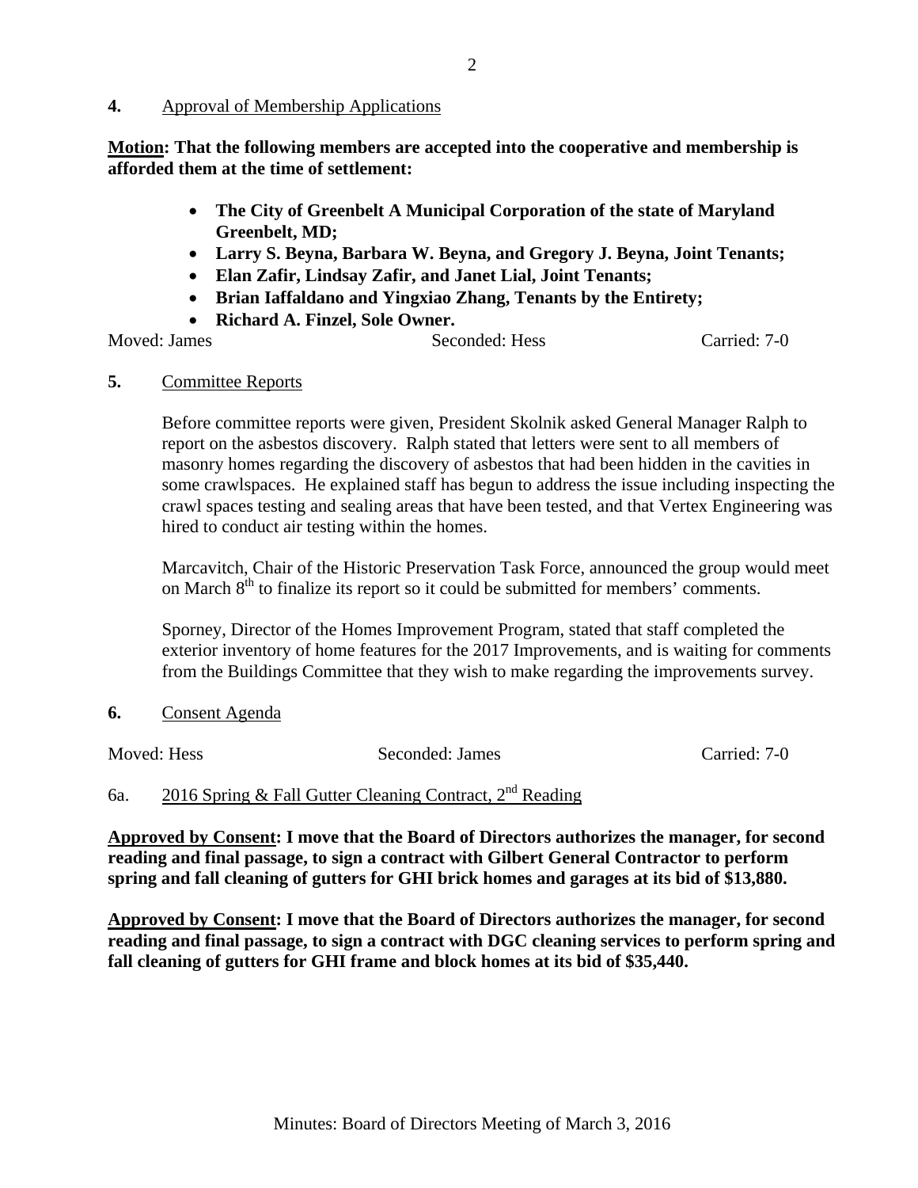**4.** <u>Approval of Membership Applications</u>

**<u>Motion</u>: That the following members are accepted into the cooperative and membership is afforded them at the time of settlement:**

- **The City of Greenbelt A Municipal Corporation of the state of Maryland Greenbelt, MD;**
- **Larry S. Beyna, Barbara W. Beyna, and Gregory J. Beyna, Joint Tenants;**
- **Elan Zafir, Lindsay Zafir, and Janet Lial, Joint Tenants;**
- **Brian Iaffaldano and Yingxiao Zhang, Tenants by the Entirety;**
- **Richard A. Finzel, Sole Owner.**

Moved: James Seconded: Hess Carried: 7-0

**5.** <u>Committee Reports</u>

Before committee reports were given, President Skolnik asked General Manager Ralph to report on the asbestos discovery. Ralph stated that letters were sent to all members of masonry homes regarding the discovery of asbestos that had been hidden in the cavities in some crawlspaces. He explained staff has begun to address the issue including inspecting the crawl spaces testing and sealing areas that have been tested, and that Vertex Engineering was hired to conduct air testing within the homes.

Marcavitch, Chair of the Historic Preservation Task Force, announced the group would meet on March 8th to finalize its report so it could be submitted for members' comments.

Sporney, Director of the Homes Improvement Program, stated that staff completed the exterior inventory of home features for the 2017 Improvements, and is waiting for comments from the Buildings Committee that they wish to make regarding the improvements survey.

**6.** <u>Consent Agenda</u>

Moved: Hess Seconded: James Carried: 7-0

6a. <u>2016 Spring & Fall Gutter Cleaning Contract, 2nd Reading</u>

**<u>Approved by Consent</u>: I move that the Board of Directors authorizes the manager, for second reading and final passage, to sign a contract with Gilbert General Contractor to perform spring and fall cleaning of gutters for GHI brick homes and garages at its bid of $13,880.**

**<u>Approved by Consent</u>: I move that the Board of Directors authorizes the manager, for second reading and final passage, to sign a contract with DGC cleaning services to perform spring and fall cleaning of gutters for GHI frame and block homes at its bid of $35,440.**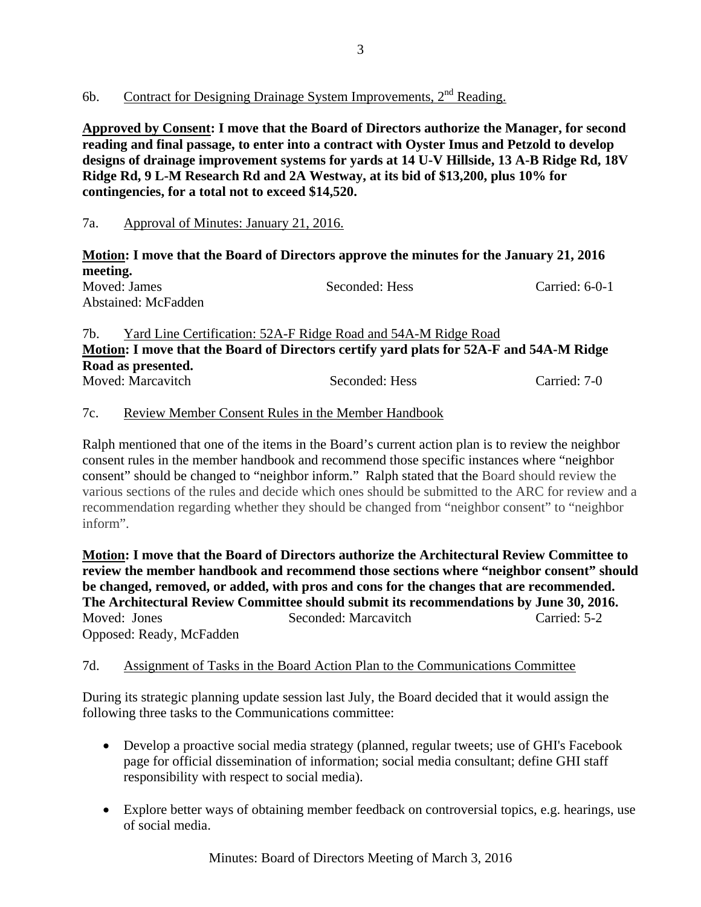6b. Contract for Designing Drainage System Improvements, 2nd Reading.

**Approved by Consent: I move that the Board of Directors authorize the Manager, for second reading and final passage, to enter into a contract with Oyster Imus and Petzold to develop designs of drainage improvement systems for yards at 14 U-V Hillside, 13 A-B Ridge Rd, 18V Ridge Rd, 9 L-M Research Rd and 2A Westway, at its bid of $13,200, plus 10% for contingencies, for a total not to exceed $14,520.**

7a. Approval of Minutes: January 21, 2016.

**Motion: I move that the Board of Directors approve the minutes for the January 21, 2016 meeting.**

Moved: James Seconded: Hess Carried: 6-0-1
Abstained: McFadden

7b. Yard Line Certification: 52A-F Ridge Road and 54A-M Ridge Road

**Motion: I move that the Board of Directors certify yard plats for 52A-F and 54A-M Ridge Road as presented.**

Moved: Marcavitch Seconded: Hess Carried: 7-0

7c. Review Member Consent Rules in the Member Handbook

Ralph mentioned that one of the items in the Board's current action plan is to review the neighbor consent rules in the member handbook and recommend those specific instances where "neighbor consent" should be changed to "neighbor inform." Ralph stated that the Board should review the various sections of the rules and decide which ones should be submitted to the ARC for review and a recommendation regarding whether they should be changed from "neighbor consent" to "neighbor inform".

**Motion: I move that the Board of Directors authorize the Architectural Review Committee to review the member handbook and recommend those sections where "neighbor consent" should be changed, removed, or added, with pros and cons for the changes that are recommended. The Architectural Review Committee should submit its recommendations by June 30, 2016.**

Moved: Jones Seconded: Marcavitch Carried: 5-2
Opposed: Ready, McFadden

7d. Assignment of Tasks in the Board Action Plan to the Communications Committee

During its strategic planning update session last July, the Board decided that it would assign the following three tasks to the Communications committee:

- Develop a proactive social media strategy (planned, regular tweets; use of GHI's Facebook page for official dissemination of information; social media consultant; define GHI staff responsibility with respect to social media).
- Explore better ways of obtaining member feedback on controversial topics, e.g. hearings, use of social media.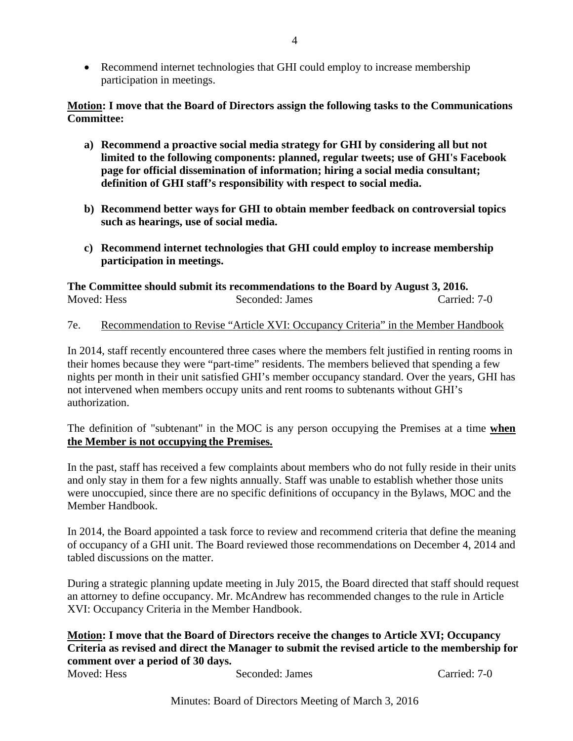- Recommend internet technologies that GHI could employ to increase membership participation in meetings.

**Motion: I move that the Board of Directors assign the following tasks to the Communications Committee:**

- **a) Recommend a proactive social media strategy for GHI by considering all but not limited to the following components: planned, regular tweets; use of GHI's Facebook page for official dissemination of information; hiring a social media consultant; definition of GHI staff's responsibility with respect to social media.**
- **b) Recommend better ways for GHI to obtain member feedback on controversial topics such as hearings, use of social media.**
- **c) Recommend internet technologies that GHI could employ to increase membership participation in meetings.**

**The Committee should submit its recommendations to the Board by August 3, 2016.**

Moved: Hess Seconded: James Carried: 7-0

7e. Recommendation to Revise "Article XVI: Occupancy Criteria" in the Member Handbook

In 2014, staff recently encountered three cases where the members felt justified in renting rooms in their homes because they were "part-time" residents. The members believed that spending a few nights per month in their unit satisfied GHI's member occupancy standard. Over the years, GHI has not intervened when members occupy units and rent rooms to subtenants without GHI's authorization.

The definition of "subtenant" in the MOC is any person occupying the Premises at a time **when the Member is not occupying the Premises.**

In the past, staff has received a few complaints about members who do not fully reside in their units and only stay in them for a few nights annually. Staff was unable to establish whether those units were unoccupied, since there are no specific definitions of occupancy in the Bylaws, MOC and the Member Handbook.

In 2014, the Board appointed a task force to review and recommend criteria that define the meaning of occupancy of a GHI unit. The Board reviewed those recommendations on December 4, 2014 and tabled discussions on the matter.

During a strategic planning update meeting in July 2015, the Board directed that staff should request an attorney to define occupancy. Mr. McAndrew has recommended changes to the rule in Article XVI: Occupancy Criteria in the Member Handbook.

**Motion: I move that the Board of Directors receive the changes to Article XVI; Occupancy Criteria as revised and direct the Manager to submit the revised article to the membership for comment over a period of 30 days.**

Moved: Hess Seconded: James Carried: 7-0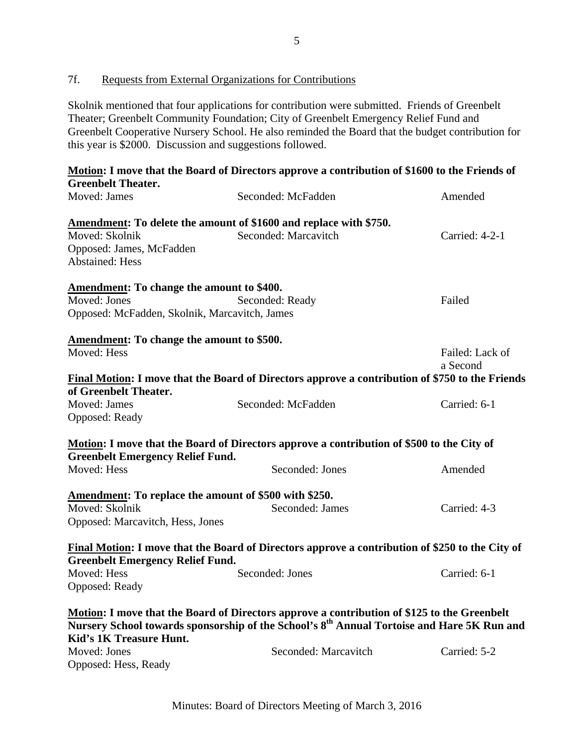7f. Requests from External Organizations for Contributions

Skolnik mentioned that four applications for contribution were submitted. Friends of Greenbelt Theater; Greenbelt Community Foundation; City of Greenbelt Emergency Relief Fund and Greenbelt Cooperative Nursery School. He also reminded the Board that the budget contribution for this year is $2000. Discussion and suggestions followed.

**Motion: I move that the Board of Directors approve a contribution of $1600 to the Friends of Greenbelt Theater.**

| Moved: James | Seconded: McFadden | Amended |
|---|---|---|

**Amendment: To delete the amount of $1600 and replace with $750.**

| Moved: Skolnik | Seconded: Marcavitch | Carried: 4-2-1 |
|---|---|---|

Opposed: James, McFadden
Abstained: Hess

**Amendment: To change the amount to $400.**

| Moved: Jones | Seconded: Ready | Failed |
|---|---|---|

Opposed: McFadden, Skolnik, Marcavitch, James

**Amendment: To change the amount to $500.**

| Moved: Hess | | Failed: Lack of a Second |
|---|---|---|

**Final Motion: I move that the Board of Directors approve a contribution of $750 to the Friends of Greenbelt Theater.**

| Moved: James | Seconded: McFadden | Carried: 6-1 |
|---|---|---|

Opposed: Ready

**Motion: I move that the Board of Directors approve a contribution of $500 to the City of Greenbelt Emergency Relief Fund.**

| Moved: Hess | Seconded: Jones | Amended |
|---|---|---|

**Amendment: To replace the amount of $500 with $250.**

| Moved: Skolnik | Seconded: James | Carried: 4-3 |
|---|---|---|

Opposed: Marcavitch, Hess, Jones

**Final Motion: I move that the Board of Directors approve a contribution of $250 to the City of Greenbelt Emergency Relief Fund.**

| Moved: Hess | Seconded: Jones | Carried: 6-1 |
|---|---|---|

Opposed: Ready

**Motion: I move that the Board of Directors approve a contribution of $125 to the Greenbelt Nursery School towards sponsorship of the School's 8th Annual Tortoise and Hare 5K Run and Kid's 1K Treasure Hunt.**

| Moved: Jones | Seconded: Marcavitch | Carried: 5-2 |
|---|---|---|

Opposed: Hess, Ready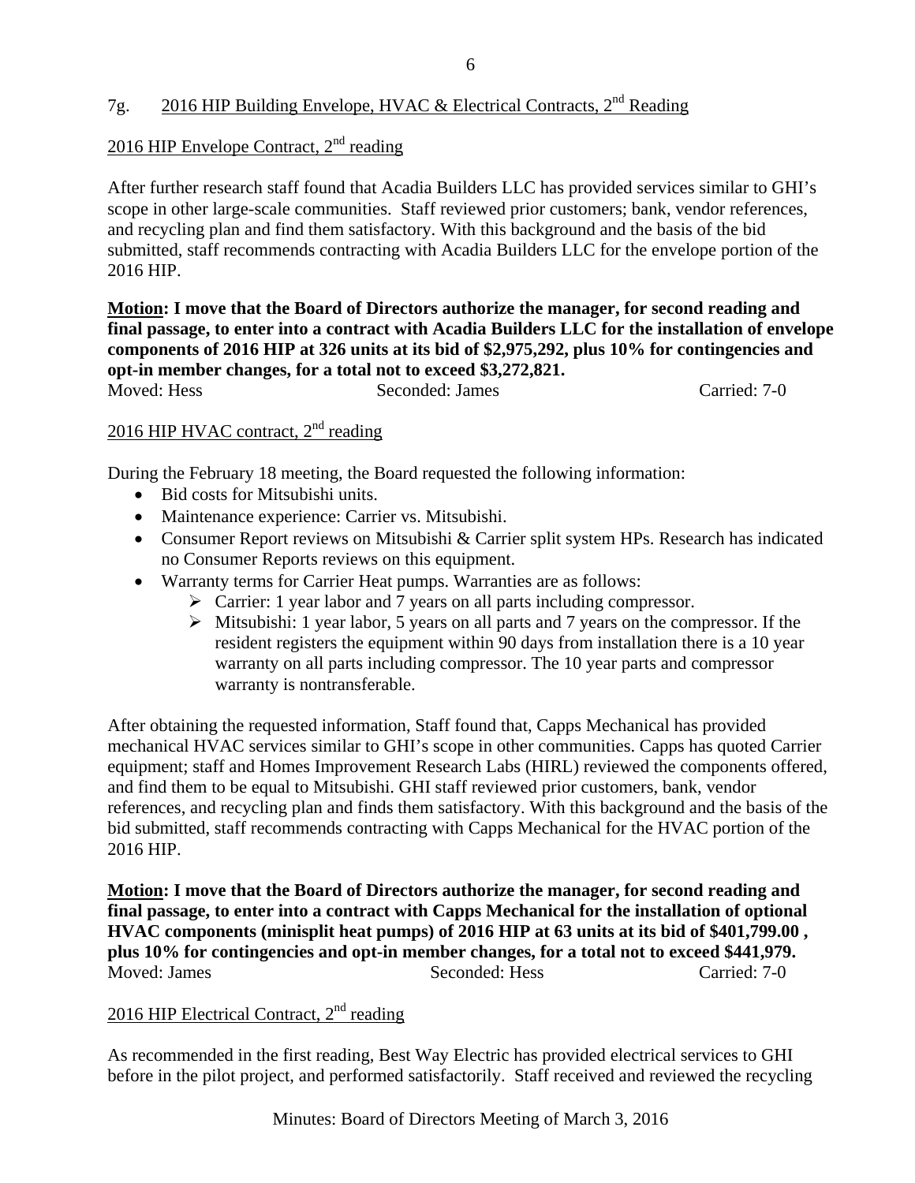## 7g. 2016 HIP Building Envelope, HVAC & Electrical Contracts, 2nd Reading

### 2016 HIP Envelope Contract, 2nd reading

After further research staff found that Acadia Builders LLC has provided services similar to GHI's scope in other large-scale communities. Staff reviewed prior customers; bank, vendor references, and recycling plan and find them satisfactory. With this background and the basis of the bid submitted, staff recommends contracting with Acadia Builders LLC for the envelope portion of the 2016 HIP.

**Motion: I move that the Board of Directors authorize the manager, for second reading and final passage, to enter into a contract with Acadia Builders LLC for the installation of envelope components of 2016 HIP at 326 units at its bid of $2,975,292, plus 10% for contingencies and opt-in member changes, for a total not to exceed $3,272,821.**

Moved: Hess Seconded: James Carried: 7-0

### 2016 HIP HVAC contract, 2nd reading

During the February 18 meeting, the Board requested the following information:

- Bid costs for Mitsubishi units.
- Maintenance experience: Carrier vs. Mitsubishi.
- Consumer Report reviews on Mitsubishi & Carrier split system HPs. Research has indicated no Consumer Reports reviews on this equipment.
- Warranty terms for Carrier Heat pumps. Warranties are as follows:
  - Carrier: 1 year labor and 7 years on all parts including compressor.
  - Mitsubishi: 1 year labor, 5 years on all parts and 7 years on the compressor. If the resident registers the equipment within 90 days from installation there is a 10 year warranty on all parts including compressor. The 10 year parts and compressor warranty is nontransferable.

After obtaining the requested information, Staff found that, Capps Mechanical has provided mechanical HVAC services similar to GHI's scope in other communities. Capps has quoted Carrier equipment; staff and Homes Improvement Research Labs (HIRL) reviewed the components offered, and find them to be equal to Mitsubishi. GHI staff reviewed prior customers, bank, vendor references, and recycling plan and finds them satisfactory. With this background and the basis of the bid submitted, staff recommends contracting with Capps Mechanical for the HVAC portion of the 2016 HIP.

**Motion: I move that the Board of Directors authorize the manager, for second reading and final passage, to enter into a contract with Capps Mechanical for the installation of optional HVAC components (minisplit heat pumps) of 2016 HIP at 63 units at its bid of $401,799.00 , plus 10% for contingencies and opt-in member changes, for a total not to exceed $441,979.**

Moved: James Seconded: Hess Carried: 7-0

### 2016 HIP Electrical Contract, 2nd reading

As recommended in the first reading, Best Way Electric has provided electrical services to GHI before in the pilot project, and performed satisfactorily. Staff received and reviewed the recycling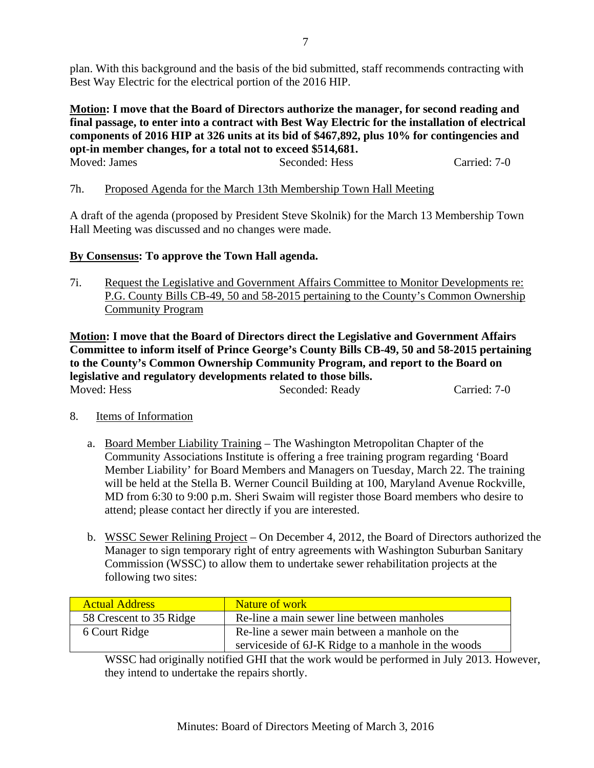plan. With this background and the basis of the bid submitted, staff recommends contracting with Best Way Electric for the electrical portion of the 2016 HIP.

**Motion: I move that the Board of Directors authorize the manager, for second reading and final passage, to enter into a contract with Best Way Electric for the installation of electrical components of 2016 HIP at 326 units at its bid of $467,892, plus 10% for contingencies and opt-in member changes, for a total not to exceed $514,681.**

Moved: James — Seconded: Hess — Carried: 7-0

7h. Proposed Agenda for the March 13th Membership Town Hall Meeting

A draft of the agenda (proposed by President Steve Skolnik) for the March 13 Membership Town Hall Meeting was discussed and no changes were made.

**By Consensus: To approve the Town Hall agenda.**

7i. Request the Legislative and Government Affairs Committee to Monitor Developments re: P.G. County Bills CB-49, 50 and 58-2015 pertaining to the County's Common Ownership Community Program

**Motion: I move that the Board of Directors direct the Legislative and Government Affairs Committee to inform itself of Prince George's County Bills CB-49, 50 and 58-2015 pertaining to the County's Common Ownership Community Program, and report to the Board on legislative and regulatory developments related to those bills.**

Moved: Hess — Seconded: Ready — Carried: 7-0

8. Items of Information

a. Board Member Liability Training – The Washington Metropolitan Chapter of the Community Associations Institute is offering a free training program regarding 'Board Member Liability' for Board Members and Managers on Tuesday, March 22. The training will be held at the Stella B. Werner Council Building at 100, Maryland Avenue Rockville, MD from 6:30 to 9:00 p.m. Sheri Swaim will register those Board members who desire to attend; please contact her directly if you are interested.

b. WSSC Sewer Relining Project – On December 4, 2012, the Board of Directors authorized the Manager to sign temporary right of entry agreements with Washington Suburban Sanitary Commission (WSSC) to allow them to undertake sewer rehabilitation projects at the following two sites:

| Actual Address | Nature of work |
|---|---|
| 58 Crescent to 35 Ridge | Re-line a main sewer line between manholes |
| 6 Court Ridge | Re-line a sewer main between a manhole on the serviceside of 6J-K Ridge to a manhole in the woods |

WSSC had originally notified GHI that the work would be performed in July 2013. However, they intend to undertake the repairs shortly.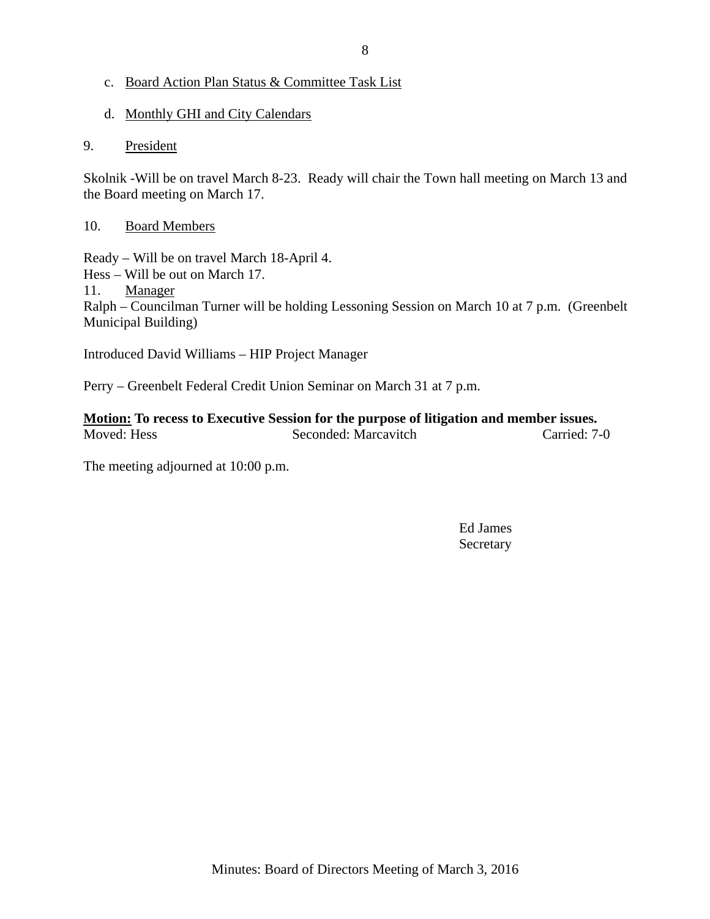c. Board Action Plan Status & Committee Task List

d. Monthly GHI and City Calendars

9. President

Skolnik -Will be on travel March 8-23. Ready will chair the Town hall meeting on March 13 and the Board meeting on March 17.

10. Board Members

Ready – Will be on travel March 18-April 4.
Hess – Will be out on March 17.

11. Manager

Ralph – Councilman Turner will be holding Lessoning Session on March 10 at 7 p.m. (Greenbelt Municipal Building)

Introduced David Williams – HIP Project Manager

Perry – Greenbelt Federal Credit Union Seminar on March 31 at 7 p.m.

**Motion: To recess to Executive Session for the purpose of litigation and member issues.**
Moved: Hess Seconded: Marcavitch Carried: 7-0

The meeting adjourned at 10:00 p.m.

Ed James
Secretary

Minutes: Board of Directors Meeting of March 3, 2016